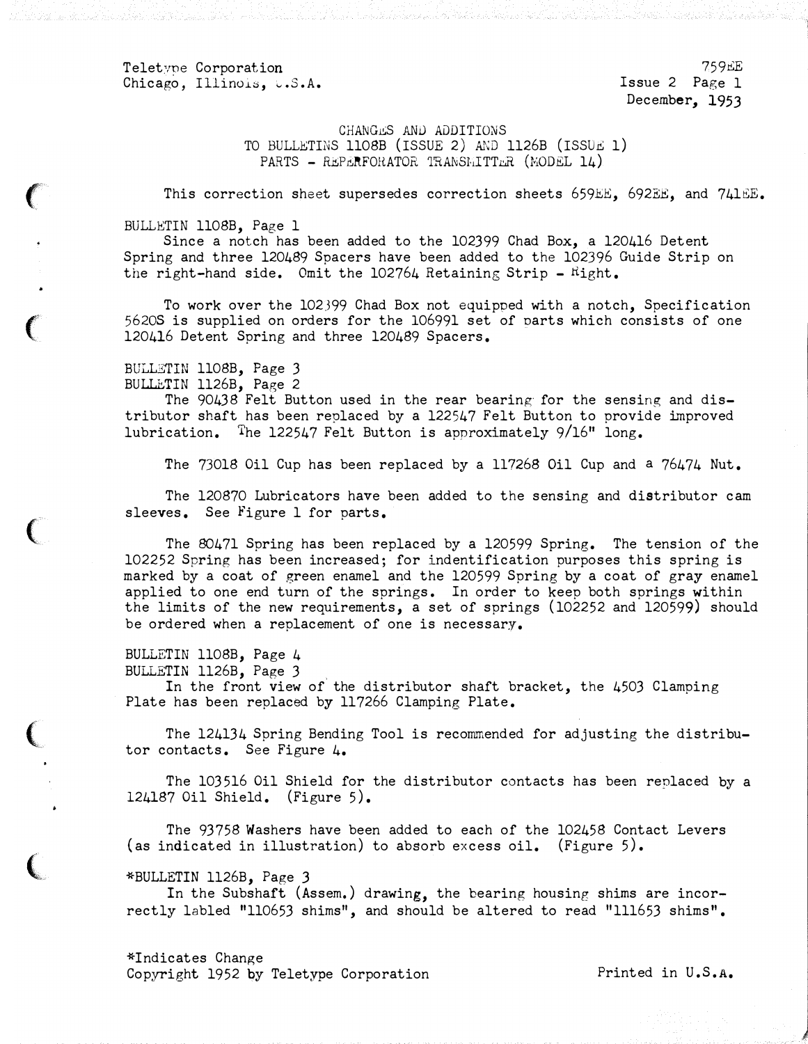Teletype Corporation
Chicago, Illinois, U.S.A.

759EE
Issue 2 Page 1
December, 1953

CHANGES AND ADDITIONS
TO BULLETINS 1108B (ISSUE 2) AND 1126B (ISSUE 1)
PARTS - REPERFORATOR TRANSMITTER (MODEL 14)

This correction sheet supersedes correction sheets 659EE, 692EE, and 741EE.

BULLETIN 1108B, Page 1

Since a notch has been added to the 102399 Chad Box, a 120416 Detent Spring and three 120489 Spacers have been added to the 102396 Guide Strip on the right-hand side. Omit the 102764 Retaining Strip - Right.

To work over the 102399 Chad Box not equipped with a notch, Specification 5620S is supplied on orders for the 106991 set of parts which consists of one 120416 Detent Spring and three 120489 Spacers.

BULLETIN 1108B, Page 3
BULLETIN 1126B, Page 2

The 90438 Felt Button used in the rear bearing for the sensing and distributor shaft has been replaced by a 122547 Felt Button to provide improved lubrication. The 122547 Felt Button is approximately 9/16" long.

The 73018 Oil Cup has been replaced by a 117268 Oil Cup and a 76474 Nut.

The 120870 Lubricators have been added to the sensing and distributor cam sleeves. See Figure 1 for parts.

The 80471 Spring has been replaced by a 120599 Spring. The tension of the 102252 Spring has been increased; for indentification purposes this spring is marked by a coat of green enamel and the 120599 Spring by a coat of gray enamel applied to one end turn of the springs. In order to keep both springs within the limits of the new requirements, a set of springs (102252 and 120599) should be ordered when a replacement of one is necessary.

BULLETIN 1108B, Page 4
BULLETIN 1126B, Page 3

In the front view of the distributor shaft bracket, the 4503 Clamping Plate has been replaced by 117266 Clamping Plate.

The 124134 Spring Bending Tool is recommended for adjusting the distributor contacts. See Figure 4.

The 103516 Oil Shield for the distributor contacts has been replaced by a 124187 Oil Shield. (Figure 5).

The 93758 Washers have been added to each of the 102458 Contact Levers (as indicated in illustration) to absorb excess oil. (Figure 5).

*BULLETIN 1126B, Page 3

In the Subshaft (Assem.) drawing, the bearing housing shims are incorrectly labled "110653 shims", and should be altered to read "111653 shims".

*Indicates Change
Copyright 1952 by Teletype Corporation

Printed in U.S.A.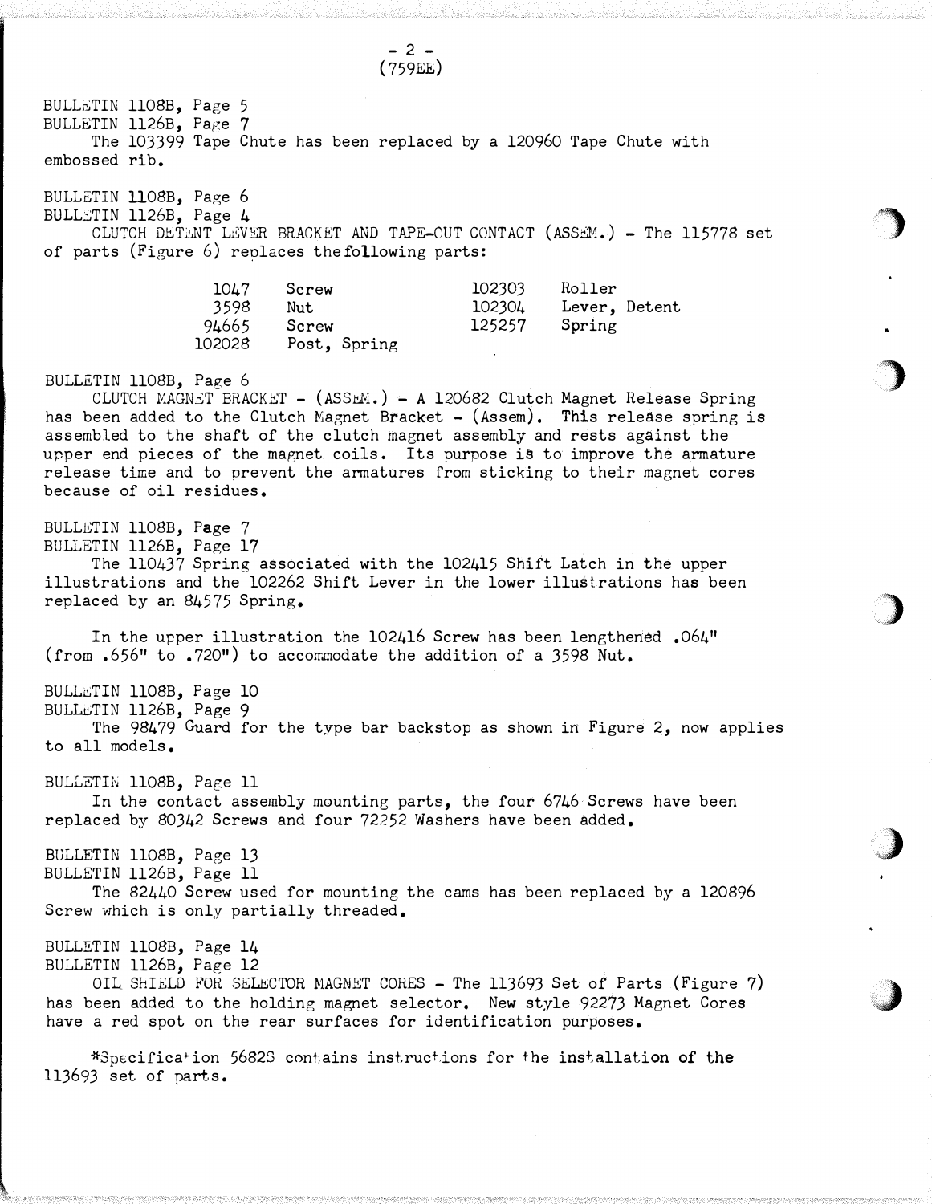(759EE)

BULLETIN 1108B, Page 5
BULLETIN 1126B, Page 7

The 103399 Tape Chute has been replaced by a 120960 Tape Chute with embossed rib.

BULLETIN 1108B, Page 6
BULLETIN 1126B, Page 4

CLUTCH DETENT LEVER BRACKET AND TAPE-OUT CONTACT (ASSEM.) - The 115778 set of parts (Figure 6) replaces the following parts:

| | | | |
|---|---|---|---|
| 1047 | Screw | 102303 | Roller |
| 3598 | Nut | 102304 | Lever, Detent |
| 94665 | Screw | 125257 | Spring |
| 102028 | Post, Spring | | |

BULLETIN 1108B, Page 6

CLUTCH MAGNET BRACKET - (ASSEM.) - A 120682 Clutch Magnet Release Spring has been added to the Clutch Magnet Bracket - (Assem). This release spring is assembled to the shaft of the clutch magnet assembly and rests against the upper end pieces of the magnet coils. Its purpose is to improve the armature release time and to prevent the armatures from sticking to their magnet cores because of oil residues.

BULLETIN 1108B, Page 7
BULLETIN 1126B, Page 17

The 110437 Spring associated with the 102415 Shift Latch in the upper illustrations and the 102262 Shift Lever in the lower illustrations has been replaced by an 84575 Spring.

In the upper illustration the 102416 Screw has been lengthened .064" (from .656" to .720") to accommodate the addition of a 3598 Nut.

BULLETIN 1108B, Page 10
BULLETIN 1126B, Page 9

The 98479 Guard for the type bar backstop as shown in Figure 2, now applies to all models.

BULLETIN 1108B, Page 11

In the contact assembly mounting parts, the four 6746 Screws have been replaced by 80342 Screws and four 72252 Washers have been added.

BULLETIN 1108B, Page 13
BULLETIN 1126B, Page 11

The 82440 Screw used for mounting the cams has been replaced by a 120896 Screw which is only partially threaded.

BULLETIN 1108B, Page 14
BULLETIN 1126B, Page 12

OIL SHIELD FOR SELECTOR MAGNET CORES - The 113693 Set of Parts (Figure 7) has been added to the holding magnet selector. New style 92273 Magnet Cores have a red spot on the rear surfaces for identification purposes.

*Specification 5682S contains instructions for the installation of the 113693 set of parts.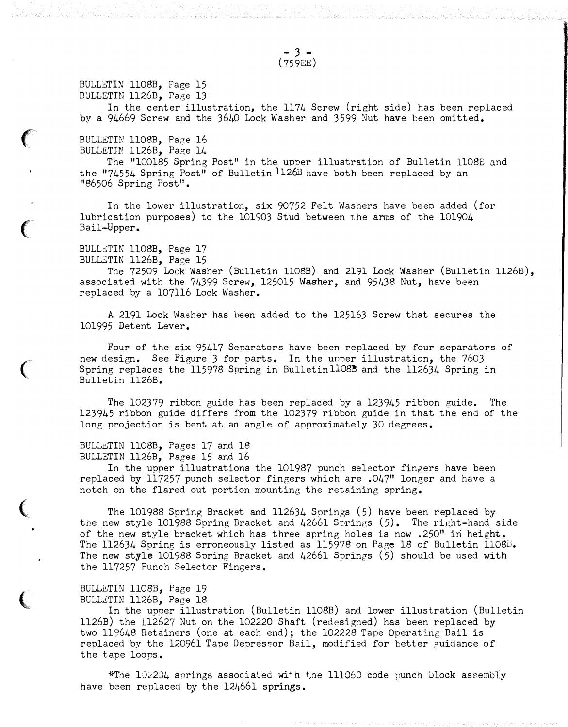(759EE)

BULLETIN 1108B, Page 15
BULLETIN 1126B, Page 13

In the center illustration, the 1174 Screw (right side) has been replaced by a 94669 Screw and the 3640 Lock Washer and 3599 Nut have been omitted.

BULLETIN 1108B, Page 16
BULLETIN 1126B, Page 14

The "100185 Spring Post" in the upper illustration of Bulletin 1108B and the "74554 Spring Post" of Bulletin 1126B have both been replaced by an "86506 Spring Post".

In the lower illustration, six 90752 Felt Washers have been added (for lubrication purposes) to the 101903 Stud between the arms of the 101904 Bail-Upper.

BULLETIN 1108B, Page 17
BULLETIN 1126B, Page 15

The 72509 Lock Washer (Bulletin 1108B) and 2191 Lock Washer (Bulletin 1126B), associated with the 74399 Screw, 125015 Washer, and 95438 Nut, have been replaced by a 107116 Lock Washer.

A 2191 Lock Washer has been added to the 125163 Screw that secures the 101995 Detent Lever.

Four of the six 95417 Separators have been replaced by four separators of new design. See Figure 3 for parts. In the upper illustration, the 7603 Spring replaces the 115978 Spring in Bulletin 1108B and the 112634 Spring in Bulletin 1126B.

The 102379 ribbon guide has been replaced by a 123945 ribbon guide. The 123945 ribbon guide differs from the 102379 ribbon guide in that the end of the long projection is bent at an angle of approximately 30 degrees.

BULLETIN 1108B, Pages 17 and 18
BULLETIN 1126B, Pages 15 and 16

In the upper illustrations the 101987 punch selector fingers have been replaced by 117257 punch selector fingers which are .047" longer and have a notch on the flared out portion mounting the retaining spring.

The 101988 Spring Bracket and 112634 Springs (5) have been replaced by the new style 101988 Spring Bracket and 42661 Springs (5). The right-hand side of the new style bracket which has three spring holes is now .250" in height. The 112634 Spring is erroneously listed as 115978 on Page 18 of Bulletin 1108B. The new style 101988 Spring Bracket and 42661 Springs (5) should be used with the 117257 Punch Selector Fingers.

BULLETIN 1108B, Page 19
BULLETIN 1126B, Page 18

In the upper illustration (Bulletin 1108B) and lower illustration (Bulletin 1126B) the 112627 Nut on the 102220 Shaft (redesigned) has been replaced by two 119648 Retainers (one at each end); the 102228 Tape Operating Bail is replaced by the 120961 Tape Depressor Bail, modified for better guidance of the tape loops.

*The 102204 springs associated with the 111060 code punch block assembly have been replaced by the 124661 springs.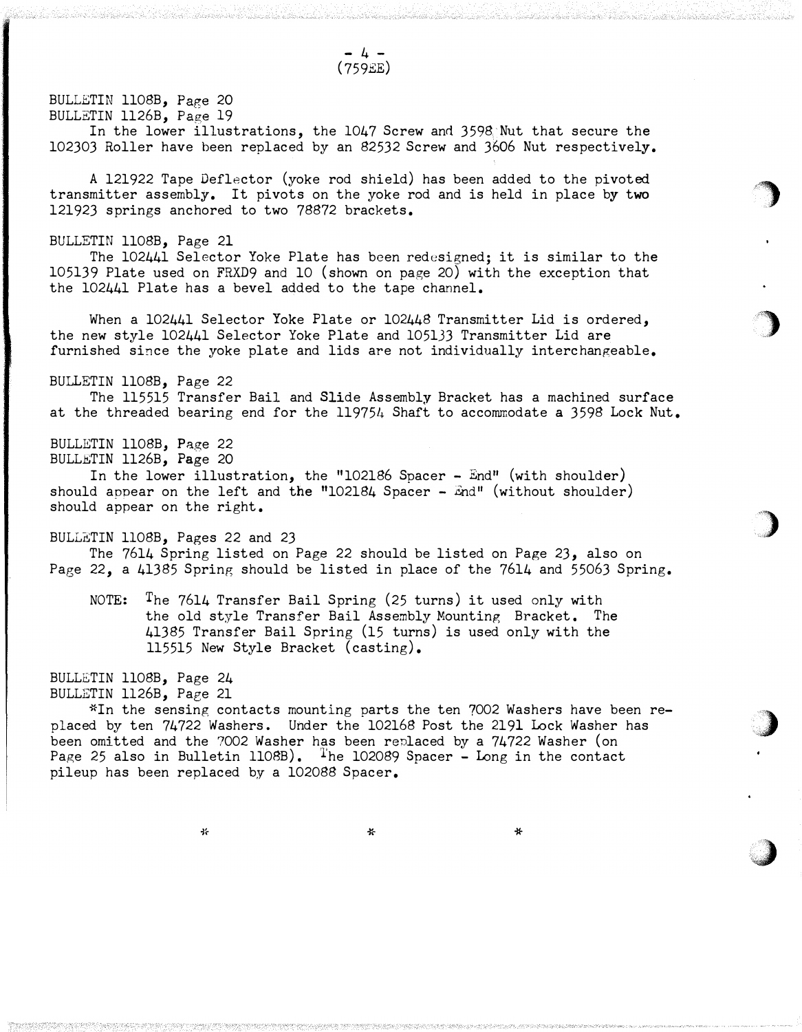(759EE)

BULLETIN 1108B, Page 20
BULLETIN 1126B, Page 19

In the lower illustrations, the 1047 Screw and 3598 Nut that secure the 102303 Roller have been replaced by an 82532 Screw and 3606 Nut respectively.

A 121922 Tape Deflector (yoke rod shield) has been added to the pivoted transmitter assembly. It pivots on the yoke rod and is held in place by two 121923 springs anchored to two 78872 brackets.

BULLETIN 1108B, Page 21

The 102441 Selector Yoke Plate has been redesigned; it is similar to the 105139 Plate used on FRXD9 and 10 (shown on page 20) with the exception that the 102441 Plate has a bevel added to the tape channel.

When a 102441 Selector Yoke Plate or 102448 Transmitter Lid is ordered, the new style 102441 Selector Yoke Plate and 105133 Transmitter Lid are furnished since the yoke plate and lids are not individually interchangeable.

BULLETIN 1108B, Page 22

The 115515 Transfer Bail and Slide Assembly Bracket has a machined surface at the threaded bearing end for the 119754 Shaft to accommodate a 3598 Lock Nut.

BULLETIN 1108B, Page 22
BULLETIN 1126B, Page 20

In the lower illustration, the "102186 Spacer - End" (with shoulder) should appear on the left and the "102184 Spacer - End" (without shoulder) should appear on the right.

BULLETIN 1108B, Pages 22 and 23

The 7614 Spring listed on Page 22 should be listed on Page 23, also on Page 22, a 41385 Spring should be listed in place of the 7614 and 55063 Spring.

NOTE: The 7614 Transfer Bail Spring (25 turns) it used only with the old style Transfer Bail Assembly Mounting Bracket. The 41385 Transfer Bail Spring (15 turns) is used only with the 115515 New Style Bracket (casting).

BULLETIN 1108B, Page 24
BULLETIN 1126B, Page 21

*In the sensing contacts mounting parts the ten 7002 Washers have been replaced by ten 74722 Washers. Under the 102168 Post the 2191 Lock Washer has been omitted and the 7002 Washer has been replaced by a 74722 Washer (on Page 25 also in Bulletin 1108B). The 102089 Spacer - Long in the contact pileup has been replaced by a 102088 Spacer.

\* \* \*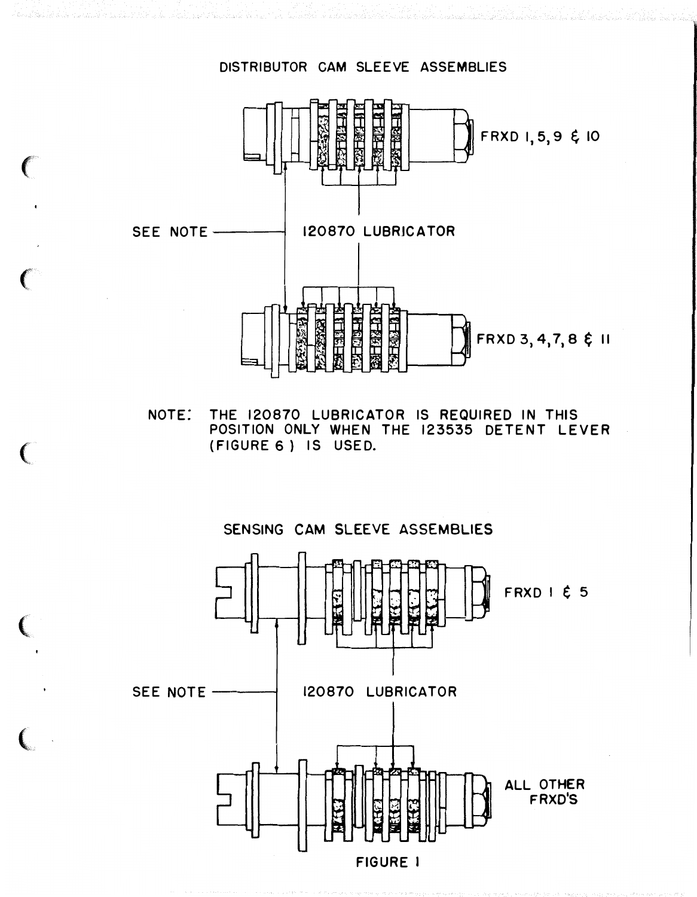## DISTRIBUTOR CAM SLEEVE ASSEMBLIES

FRXD 1, 5, 9 & 10

SEE NOTE

120870 LUBRICATOR

FRXD 3, 4, 7, 8 & 11

NOTE: THE 120870 LUBRICATOR IS REQUIRED IN THIS POSITION ONLY WHEN THE 123535 DETENT LEVER (FIGURE 6) IS USED.

## SENSING CAM SLEEVE ASSEMBLIES

FRXD 1 & 5

SEE NOTE

120870 LUBRICATOR

ALL OTHER FRXD'S

FIGURE 1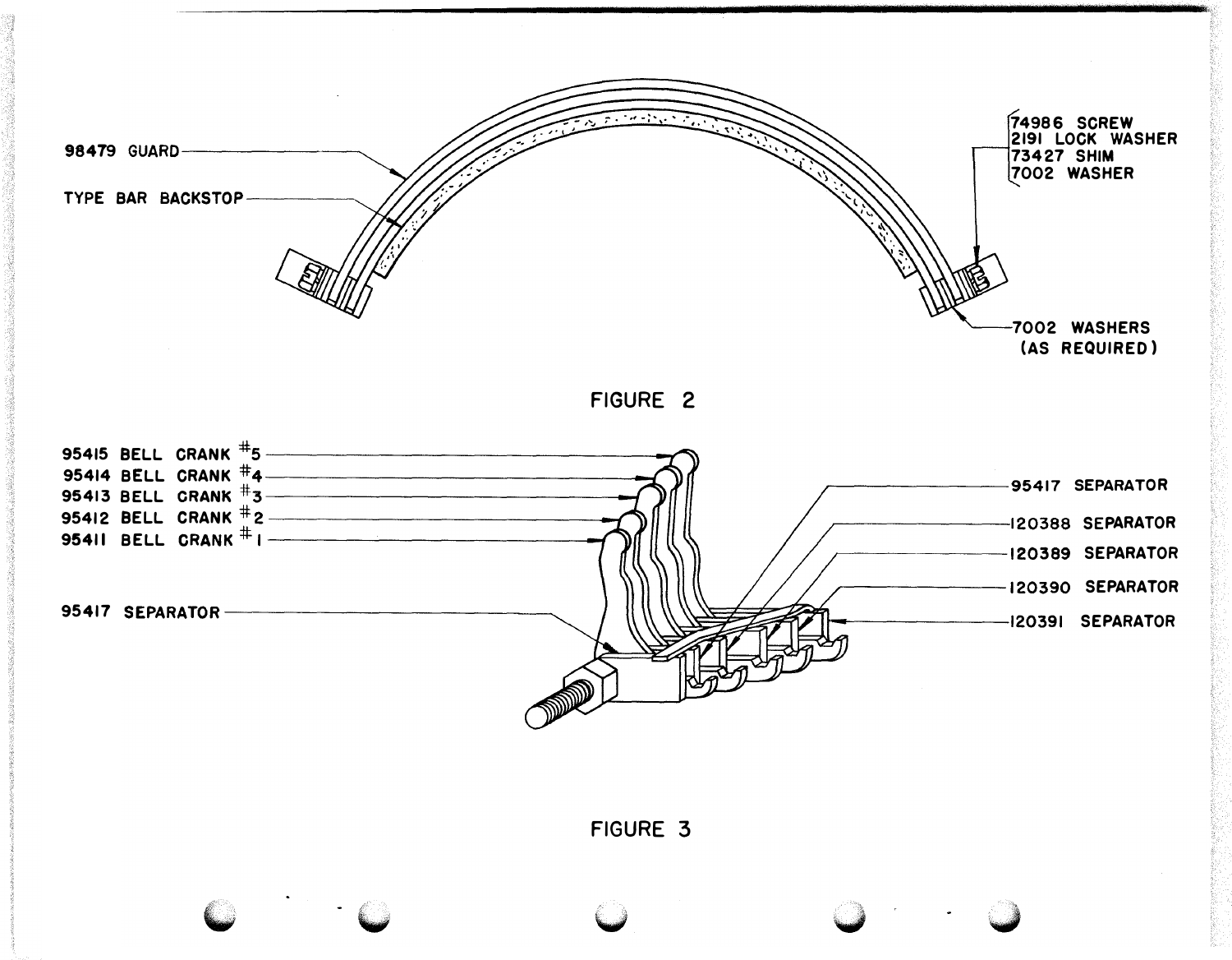98479 GUARD

TYPE BAR BACKSTOP

74986 SCREW
2191 LOCK WASHER
73427 SHIM
7002 WASHER

7002 WASHERS (AS REQUIRED)

FIGURE 2

95415 BELL CRANK #5
95414 BELL CRANK #4
95413 BELL CRANK #3
95412 BELL CRANK #2
95411 BELL CRANK #1

95417 SEPARATOR

95417 SEPARATOR
120388 SEPARATOR
120389 SEPARATOR
120390 SEPARATOR
120391 SEPARATOR

FIGURE 3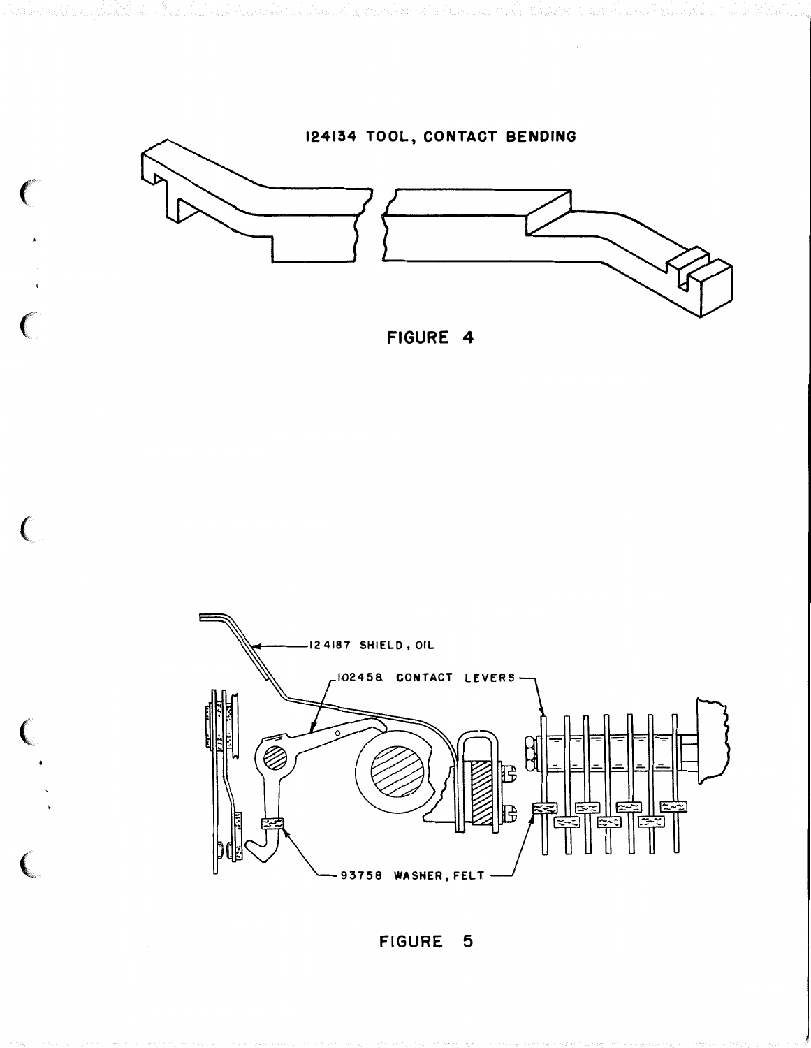124134 TOOL, CONTACT BENDING

FIGURE 4

124187 SHIELD, OIL

102458 CONTACT LEVERS

93758 WASHER, FELT

FIGURE 5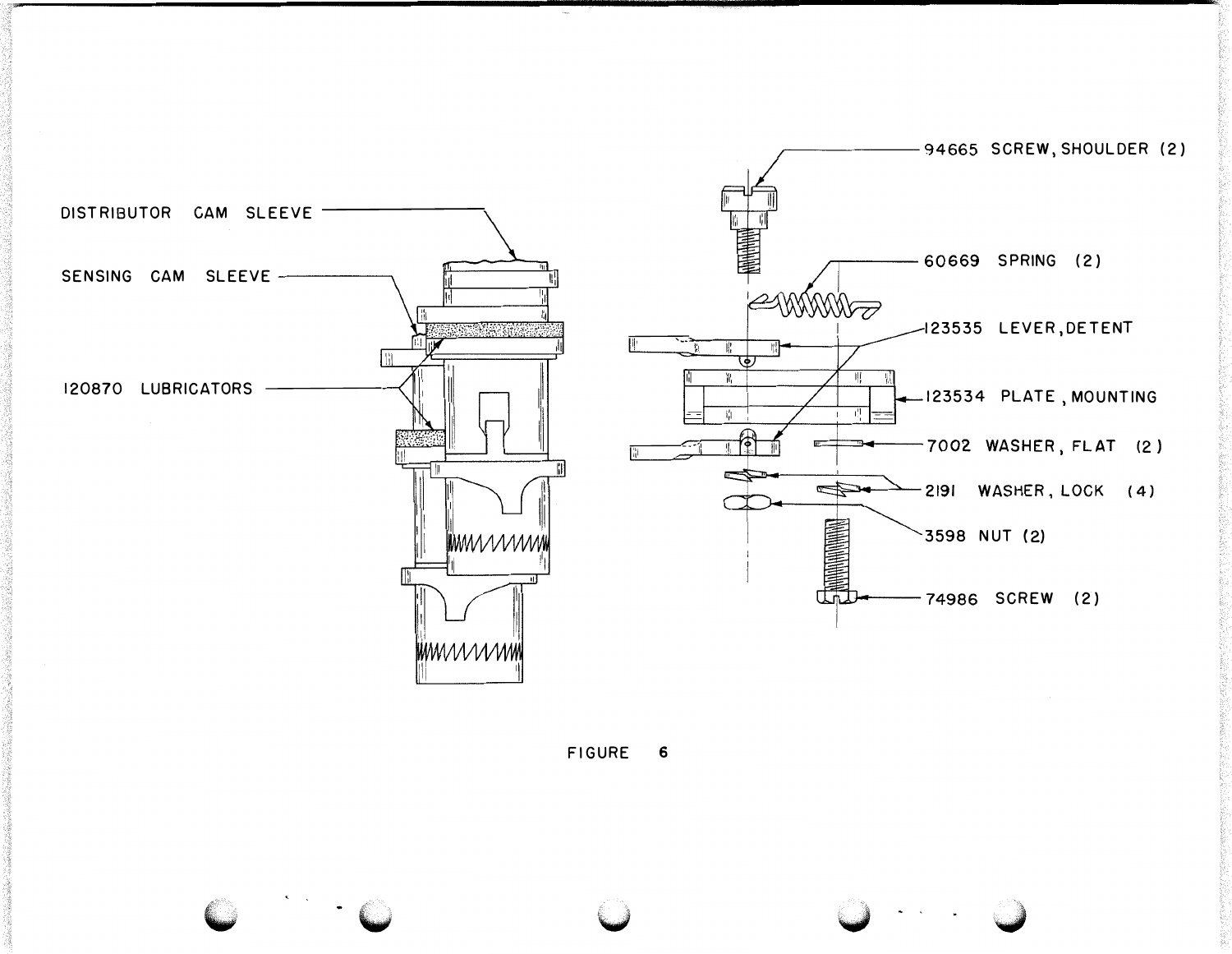DISTRIBUTOR CAM SLEEVE

SENSING CAM SLEEVE

120870 LUBRICATORS

94665 SCREW, SHOULDER (2)

60669 SPRING (2)

123535 LEVER, DETENT

123534 PLATE, MOUNTING

7002 WASHER, FLAT (2)

2191 WASHER, LOCK (4)

3598 NUT (2)

74986 SCREW (2)

FIGURE 6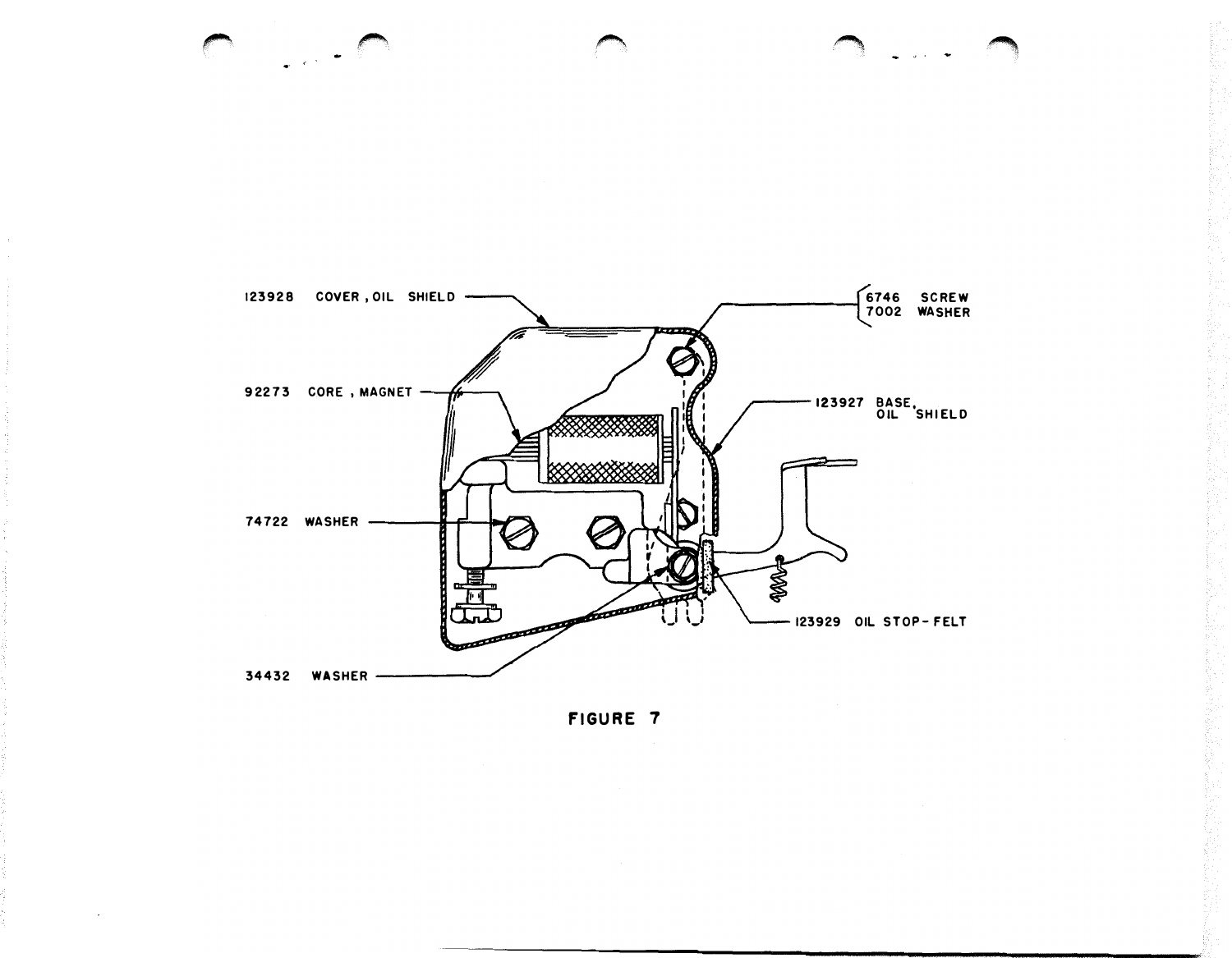123928 COVER, OIL SHIELD

6746 SCREW
7002 WASHER

92273 CORE, MAGNET

123927 BASE, OIL SHIELD

74722 WASHER

123929 OIL STOP-FELT

34432 WASHER

FIGURE 7